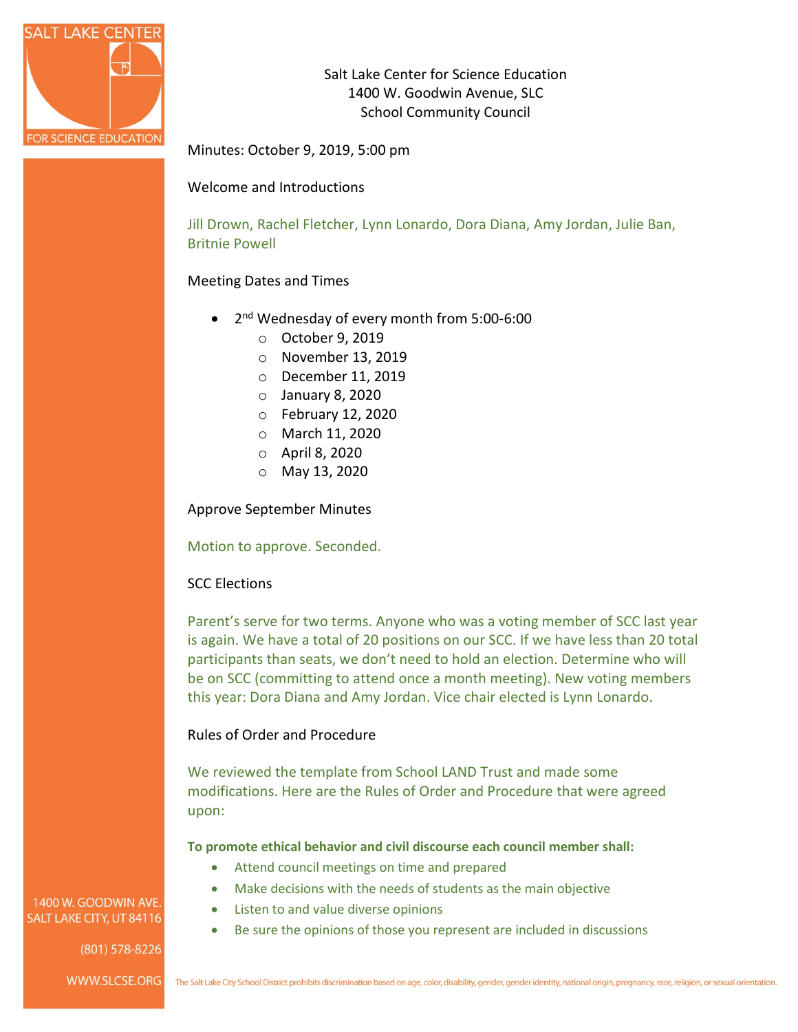Salt Lake Center for Science Education
1400 W. Goodwin Avenue, SLC
School Community Council

Minutes: October 9, 2019, 5:00 pm

Welcome and Introductions

Jill Drown, Rachel Fletcher, Lynn Lonardo, Dora Diana, Amy Jordan, Julie Ban, Britnie Powell

Meeting Dates and Times

- 2nd Wednesday of every month from 5:00-6:00
  - October 9, 2019
  - November 13, 2019
  - December 11, 2019
  - January 8, 2020
  - February 12, 2020
  - March 11, 2020
  - April 8, 2020
  - May 13, 2020

Approve September Minutes

Motion to approve. Seconded.

SCC Elections

Parent's serve for two terms. Anyone who was a voting member of SCC last year is again. We have a total of 20 positions on our SCC. If we have less than 20 total participants than seats, we don't need to hold an election. Determine who will be on SCC (committing to attend once a month meeting). New voting members this year: Dora Diana and Amy Jordan. Vice chair elected is Lynn Lonardo.

Rules of Order and Procedure

We reviewed the template from School LAND Trust and made some modifications. Here are the Rules of Order and Procedure that were agreed upon:

**To promote ethical behavior and civil discourse each council member shall:**

- Attend council meetings on time and prepared
- Make decisions with the needs of students as the main objective
- Listen to and value diverse opinions
- Be sure the opinions of those you represent are included in discussions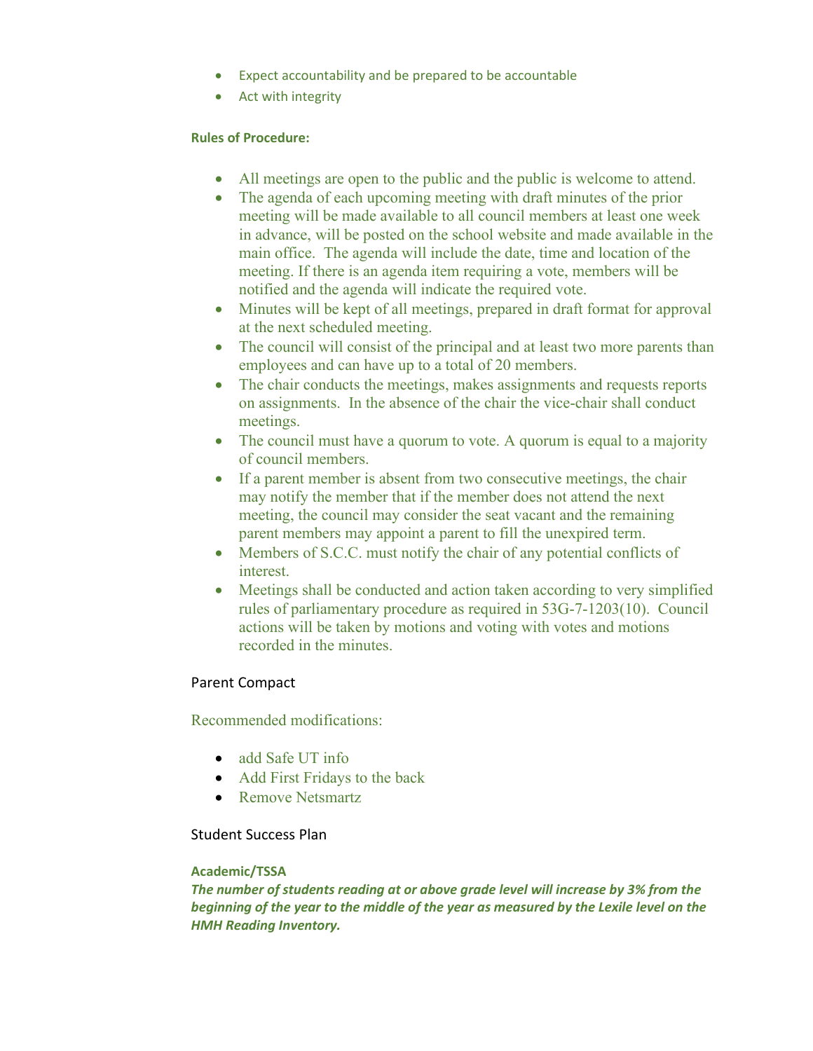- Expect accountability and be prepared to be accountable
- Act with integrity

**Rules of Procedure:**

- All meetings are open to the public and the public is welcome to attend.
- The agenda of each upcoming meeting with draft minutes of the prior meeting will be made available to all council members at least one week in advance, will be posted on the school website and made available in the main office. The agenda will include the date, time and location of the meeting. If there is an agenda item requiring a vote, members will be notified and the agenda will indicate the required vote.
- Minutes will be kept of all meetings, prepared in draft format for approval at the next scheduled meeting.
- The council will consist of the principal and at least two more parents than employees and can have up to a total of 20 members.
- The chair conducts the meetings, makes assignments and requests reports on assignments. In the absence of the chair the vice-chair shall conduct meetings.
- The council must have a quorum to vote. A quorum is equal to a majority of council members.
- If a parent member is absent from two consecutive meetings, the chair may notify the member that if the member does not attend the next meeting, the council may consider the seat vacant and the remaining parent members may appoint a parent to fill the unexpired term.
- Members of S.C.C. must notify the chair of any potential conflicts of interest.
- Meetings shall be conducted and action taken according to very simplified rules of parliamentary procedure as required in 53G-7-1203(10). Council actions will be taken by motions and voting with votes and motions recorded in the minutes.

Parent Compact

Recommended modifications:

- add Safe UT info
- Add First Fridays to the back
- Remove Netsmartz

Student Success Plan

**Academic/TSSA**

***The number of students reading at or above grade level will increase by 3% from the beginning of the year to the middle of the year as measured by the Lexile level on the HMH Reading Inventory.***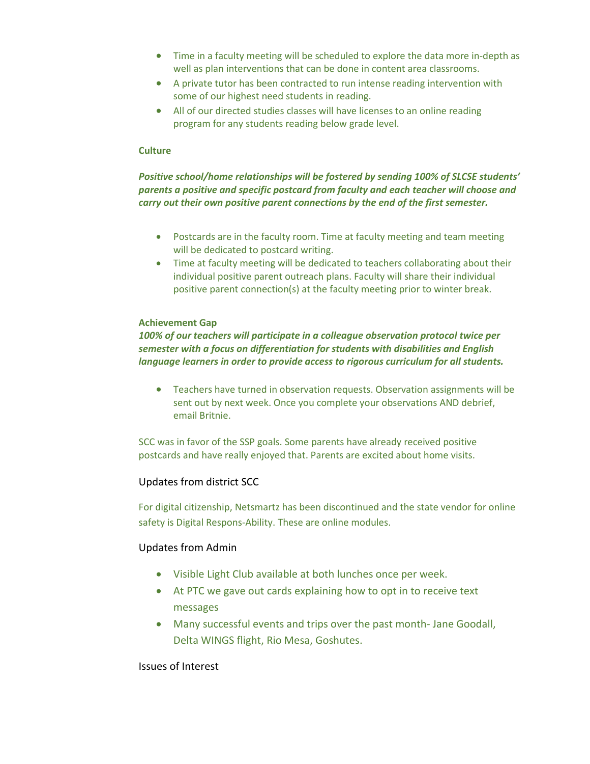- Time in a faculty meeting will be scheduled to explore the data more in-depth as well as plan interventions that can be done in content area classrooms.
- A private tutor has been contracted to run intense reading intervention with some of our highest need students in reading.
- All of our directed studies classes will have licenses to an online reading program for any students reading below grade level.

**Culture**

***Positive school/home relationships will be fostered by sending 100% of SLCSE students' parents a positive and specific postcard from faculty and each teacher will choose and carry out their own positive parent connections by the end of the first semester.***

- Postcards are in the faculty room. Time at faculty meeting and team meeting will be dedicated to postcard writing.
- Time at faculty meeting will be dedicated to teachers collaborating about their individual positive parent outreach plans. Faculty will share their individual positive parent connection(s) at the faculty meeting prior to winter break.

**Achievement Gap**

***100% of our teachers will participate in a colleague observation protocol twice per semester with a focus on differentiation for students with disabilities and English language learners in order to provide access to rigorous curriculum for all students.***

- Teachers have turned in observation requests. Observation assignments will be sent out by next week. Once you complete your observations AND debrief, email Britnie.

SCC was in favor of the SSP goals. Some parents have already received positive postcards and have really enjoyed that. Parents are excited about home visits.

## Updates from district SCC

For digital citizenship, Netsmartz has been discontinued and the state vendor for online safety is Digital Respons-Ability. These are online modules.

## Updates from Admin

- Visible Light Club available at both lunches once per week.
- At PTC we gave out cards explaining how to opt in to receive text messages
- Many successful events and trips over the past month- Jane Goodall, Delta WINGS flight, Rio Mesa, Goshutes.

## Issues of Interest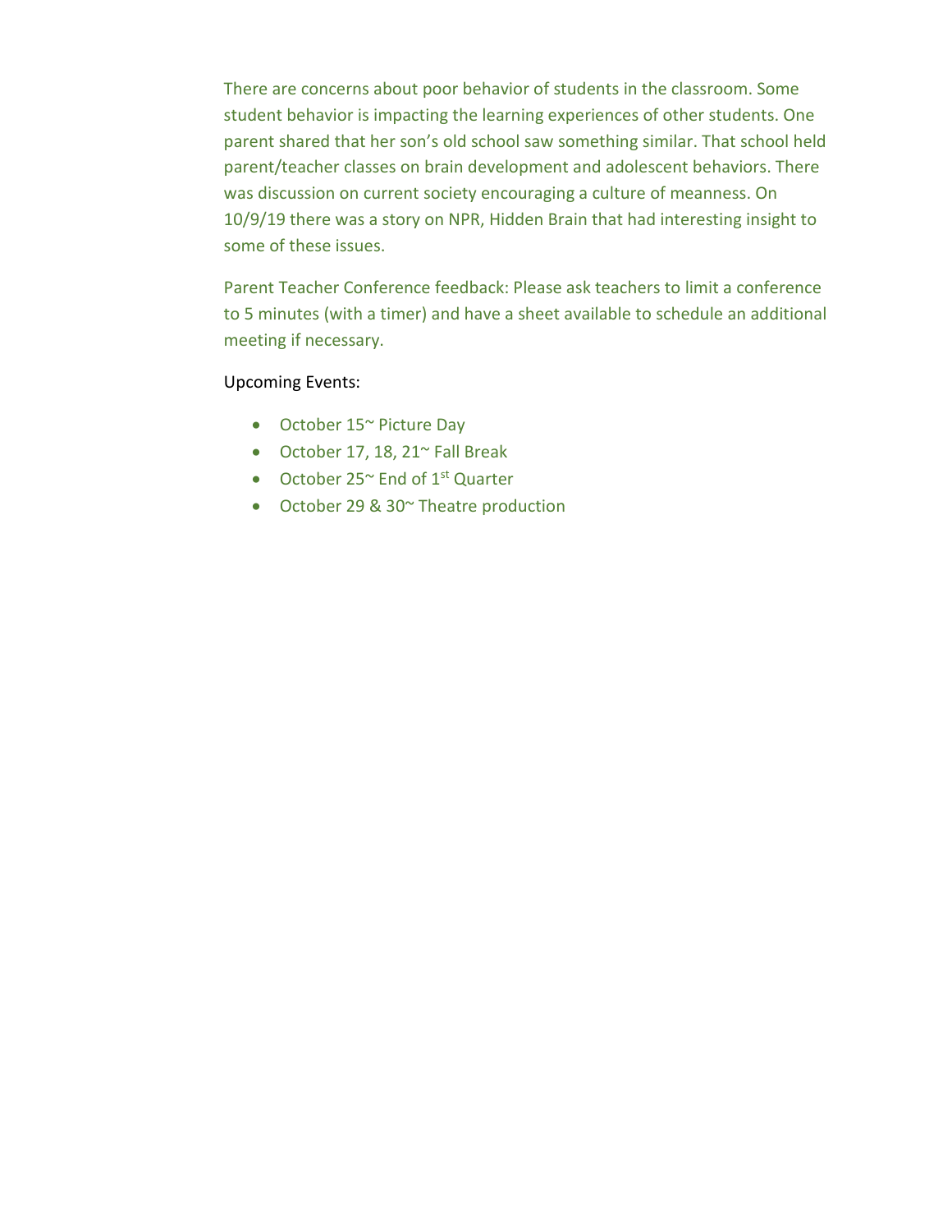There are concerns about poor behavior of students in the classroom. Some student behavior is impacting the learning experiences of other students. One parent shared that her son's old school saw something similar. That school held parent/teacher classes on brain development and adolescent behaviors. There was discussion on current society encouraging a culture of meanness. On 10/9/19 there was a story on NPR, Hidden Brain that had interesting insight to some of these issues.

Parent Teacher Conference feedback: Please ask teachers to limit a conference to 5 minutes (with a timer) and have a sheet available to schedule an additional meeting if necessary.

Upcoming Events:

- October 15~ Picture Day
- October 17, 18, 21~ Fall Break
- October 25~ End of 1st Quarter
- October 29 & 30~ Theatre production